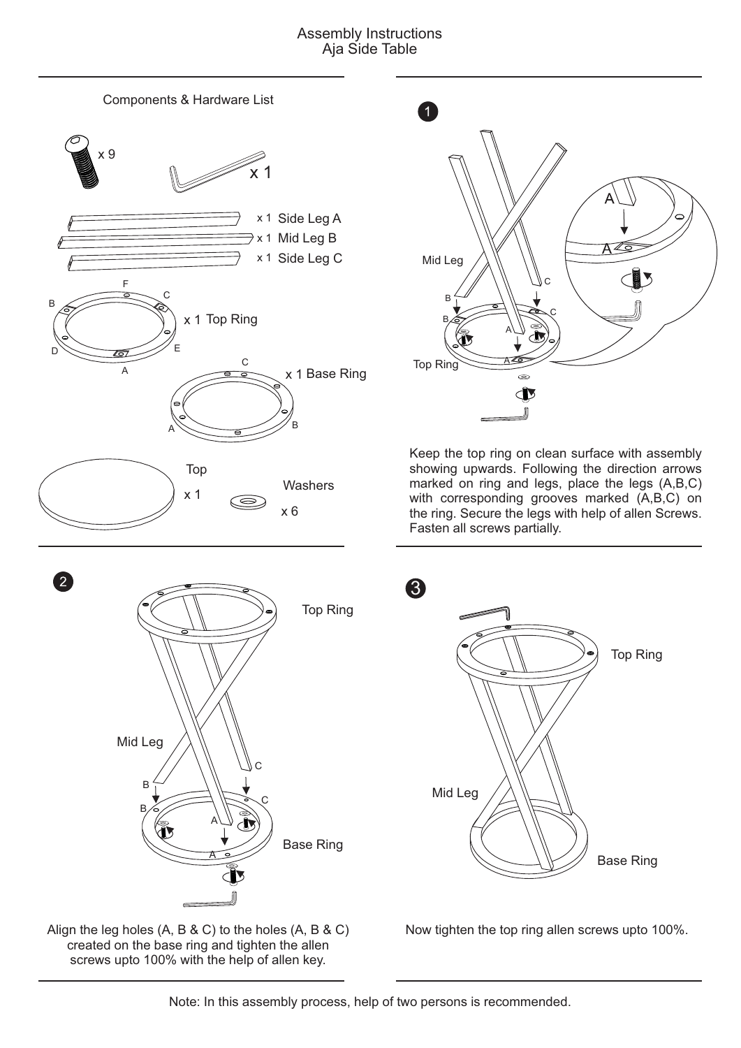# Assembly Instructions
## Aja Side Table

### Components & Hardware List

- x 9 (allen screws)
- x 1 (allen key)
- x 1 Side Leg A
- x 1 Mid Leg B
- x 1 Side Leg C
- x 1 Top Ring
- x 1 Base Ring
- Top x 1
- Washers x 6

### 1

Keep the top ring on clean surface with assembly showing upwards. Following the direction arrows marked on ring and legs, place the legs (A,B,C) with corresponding grooves marked (A,B,C) on the ring. Secure the legs with help of allen Screws. Fasten all screws partially.

### 2

Align the leg holes (A, B & C) to the holes (A, B & C) created on the base ring and tighten the allen screws upto 100% with the help of allen key.

### 3

Now tighten the top ring allen screws upto 100%.

Note: In this assembly process, help of two persons is recommended.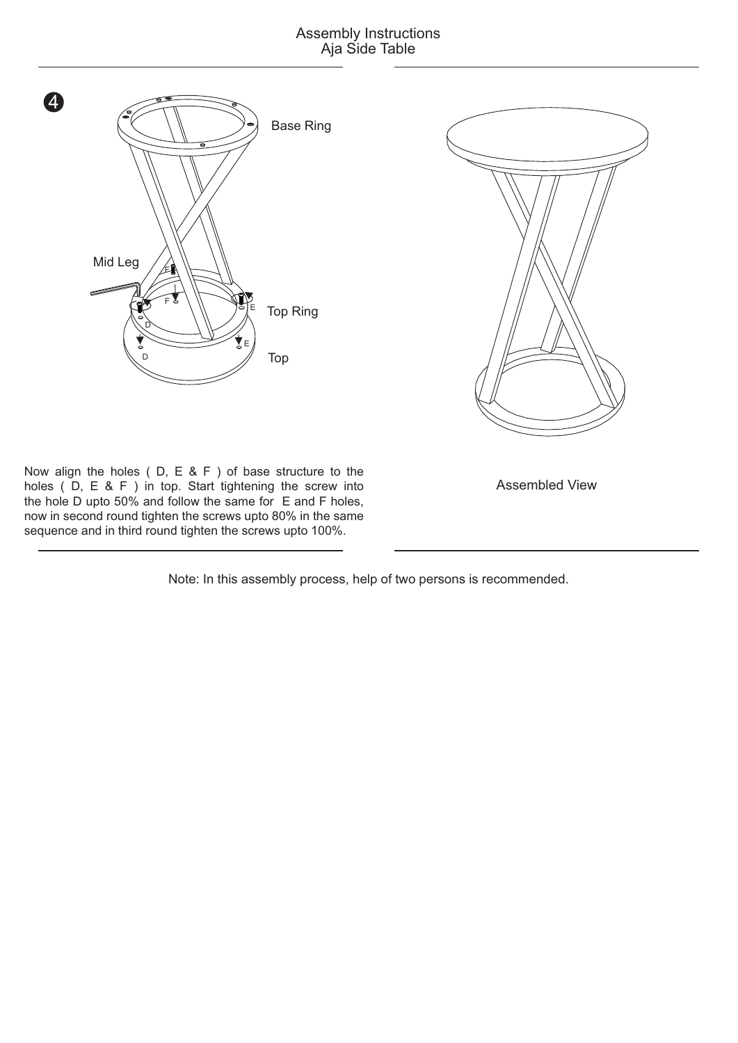# Assembly Instructions
## Aja Side Table

4

Base Ring

Mid Leg

Top Ring

Top

Now align the holes ( D, E & F ) of base structure to the holes ( D, E & F ) in top. Start tightening the screw into the hole D upto 50% and follow the same for E and F holes, now in second round tighten the screws upto 80% in the same sequence and in third round tighten the screws upto 100%.

Assembled View

Note: In this assembly process, help of two persons is recommended.